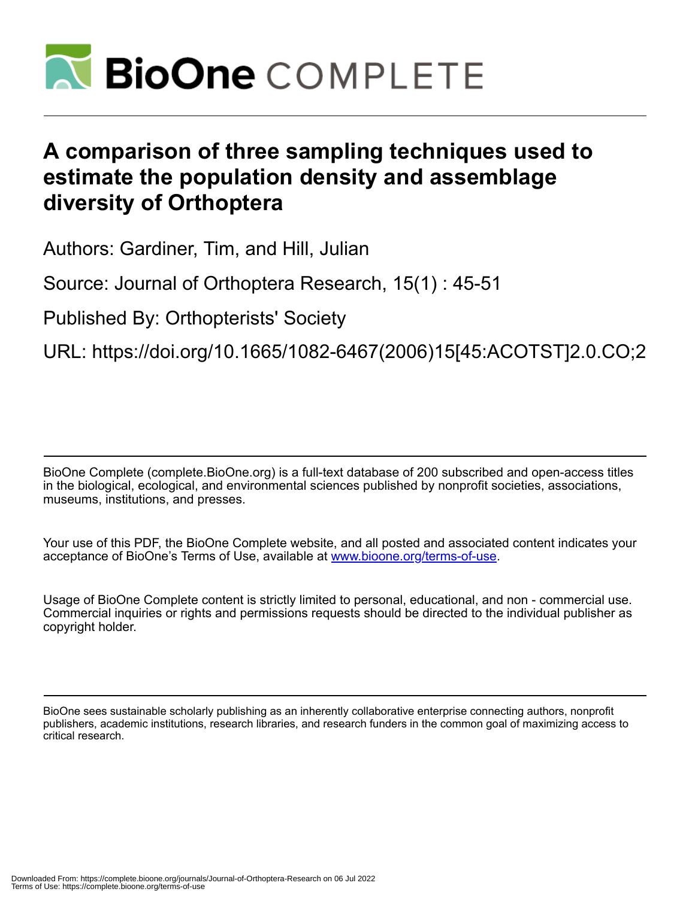# A comparison of three sampling techniques used to estimate the population density and assemblage diversity of Orthoptera

Authors: Gardiner, Tim, and Hill, Julian

Source: Journal of Orthoptera Research, 15(1) : 45-51

Published By: Orthopterists' Society

URL: https://doi.org/10.1665/1082-6467(2006)15[45:ACOTST]2.0.CO;2

BioOne Complete (complete.BioOne.org) is a full-text database of 200 subscribed and open-access titles in the biological, ecological, and environmental sciences published by nonprofit societies, associations, museums, institutions, and presses.

Your use of this PDF, the BioOne Complete website, and all posted and associated content indicates your acceptance of BioOne's Terms of Use, available at www.bioone.org/terms-of-use.

Usage of BioOne Complete content is strictly limited to personal, educational, and non - commercial use. Commercial inquiries or rights and permissions requests should be directed to the individual publisher as copyright holder.

BioOne sees sustainable scholarly publishing as an inherently collaborative enterprise connecting authors, nonprofit publishers, academic institutions, research libraries, and research funders in the common goal of maximizing access to critical research.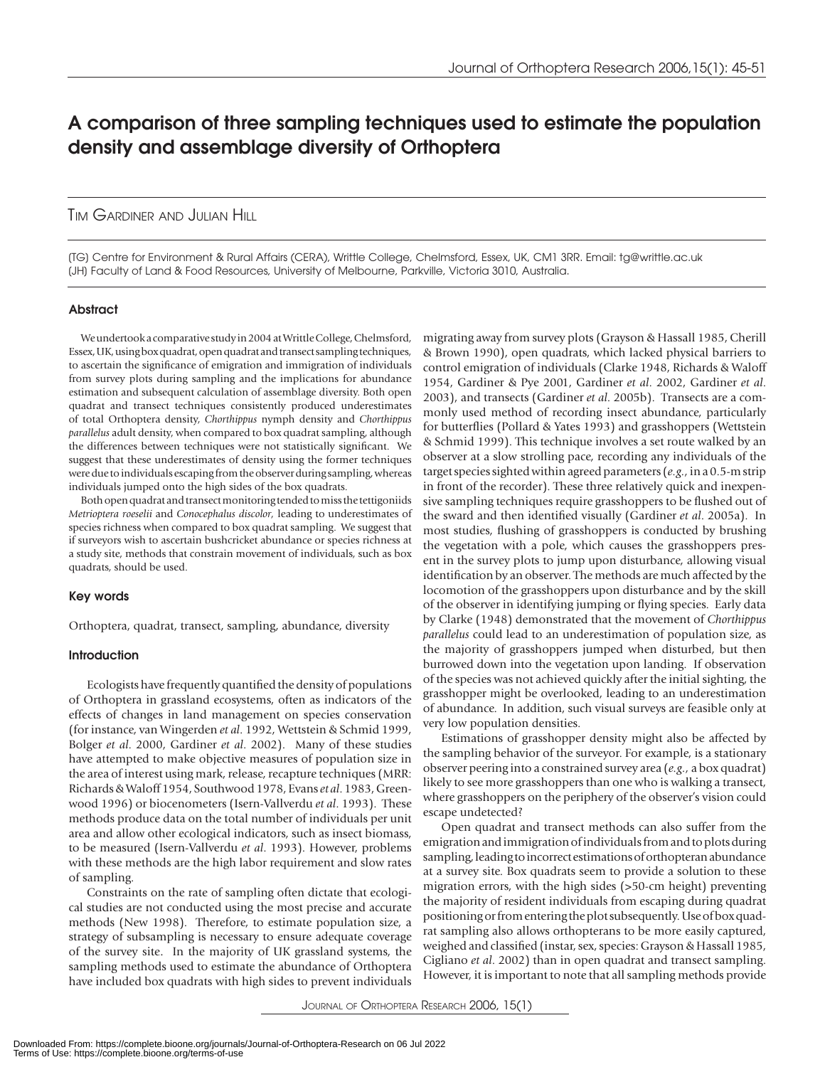# A comparison of three sampling techniques used to estimate the population density and assemblage diversity of Orthoptera

TIM GARDINER AND JULIAN HILL

(TG) Centre for Environment & Rural Affairs (CERA), Writtle College, Chelmsford, Essex, UK, CM1 3RR. Email: tg@writtle.ac.uk
(JH) Faculty of Land & Food Resources, University of Melbourne, Parkville, Victoria 3010, Australia.

## Abstract

We undertook a comparative study in 2004 at Writtle College, Chelmsford, Essex, UK, using box quadrat, open quadrat and transect sampling techniques, to ascertain the significance of emigration and immigration of individuals from survey plots during sampling and the implications for abundance estimation and subsequent calculation of assemblage diversity. Both open quadrat and transect techniques consistently produced underestimates of total Orthoptera density, *Chorthippus* nymph density and *Chorthippus parallelus* adult density, when compared to box quadrat sampling, although the differences between techniques were not statistically significant. We suggest that these underestimates of density using the former techniques were due to individuals escaping from the observer during sampling, whereas individuals jumped onto the high sides of the box quadrats.

Both open quadrat and transect monitoring tended to miss the tettigoniids *Metrioptera roeselii* and *Conocephalus discolor*, leading to underestimates of species richness when compared to box quadrat sampling. We suggest that if surveyors wish to ascertain bushcricket abundance or species richness at a study site, methods that constrain movement of individuals, such as box quadrats, should be used.

## Key words

Orthoptera, quadrat, transect, sampling, abundance, diversity

## Introduction

Ecologists have frequently quantified the density of populations of Orthoptera in grassland ecosystems, often as indicators of the effects of changes in land management on species conservation (for instance, van Wingerden *et al*. 1992, Wettstein & Schmid 1999, Bolger *et al*. 2000, Gardiner *et al*. 2002). Many of these studies have attempted to make objective measures of population size in the area of interest using mark, release, recapture techniques (MRR: Richards & Waloff 1954, Southwood 1978, Evans *et al*. 1983, Greenwood 1996) or biocenometers (Isern-Vallverdu *et al*. 1993). These methods produce data on the total number of individuals per unit area and allow other ecological indicators, such as insect biomass, to be measured (Isern-Vallverdu *et al*. 1993). However, problems with these methods are the high labor requirement and slow rates of sampling.

Constraints on the rate of sampling often dictate that ecological studies are not conducted using the most precise and accurate methods (New 1998). Therefore, to estimate population size, a strategy of subsampling is necessary to ensure adequate coverage of the survey site. In the majority of UK grassland systems, the sampling methods used to estimate the abundance of Orthoptera have included box quadrats with high sides to prevent individuals migrating away from survey plots (Grayson & Hassall 1985, Cherill & Brown 1990), open quadrats, which lacked physical barriers to control emigration of individuals (Clarke 1948, Richards & Waloff 1954, Gardiner & Pye 2001, Gardiner *et al*. 2002, Gardiner *et al*. 2003), and transects (Gardiner *et al*. 2005b). Transects are a commonly used method of recording insect abundance, particularly for butterflies (Pollard & Yates 1993) and grasshoppers (Wettstein & Schmid 1999). This technique involves a set route walked by an observer at a slow strolling pace, recording any individuals of the target species sighted within agreed parameters (*e.g.*, in a 0.5-m strip in front of the recorder). These three relatively quick and inexpensive sampling techniques require grasshoppers to be flushed out of the sward and then identified visually (Gardiner *et al*. 2005a). In most studies, flushing of grasshoppers is conducted by brushing the vegetation with a pole, which causes the grasshoppers present in the survey plots to jump upon disturbance, allowing visual identification by an observer. The methods are much affected by the locomotion of the grasshoppers upon disturbance and by the skill of the observer in identifying jumping or flying species. Early data by Clarke (1948) demonstrated that the movement of *Chorthippus parallelus* could lead to an underestimation of population size, as the majority of grasshoppers jumped when disturbed, but then burrowed down into the vegetation upon landing. If observation of the species was not achieved quickly after the initial sighting, the grasshopper might be overlooked, leading to an underestimation of abundance. In addition, such visual surveys are feasible only at very low population densities.

Estimations of grasshopper density might also be affected by the sampling behavior of the surveyor. For example, is a stationary observer peering into a constrained survey area (*e.g.*, a box quadrat) likely to see more grasshoppers than one who is walking a transect, where grasshoppers on the periphery of the observer's vision could escape undetected?

Open quadrat and transect methods can also suffer from the emigration and immigration of individuals from and to plots during sampling, leading to incorrect estimations of orthopteran abundance at a survey site. Box quadrats seem to provide a solution to these migration errors, with the high sides (>50-cm height) preventing the majority of resident individuals from escaping during quadrat positioning or from entering the plot subsequently. Use of box quadrat sampling also allows orthopterans to be more easily captured, weighed and classified (instar, sex, species: Grayson & Hassall 1985, Cigliano *et al*. 2002) than in open quadrat and transect sampling. However, it is important to note that all sampling methods provide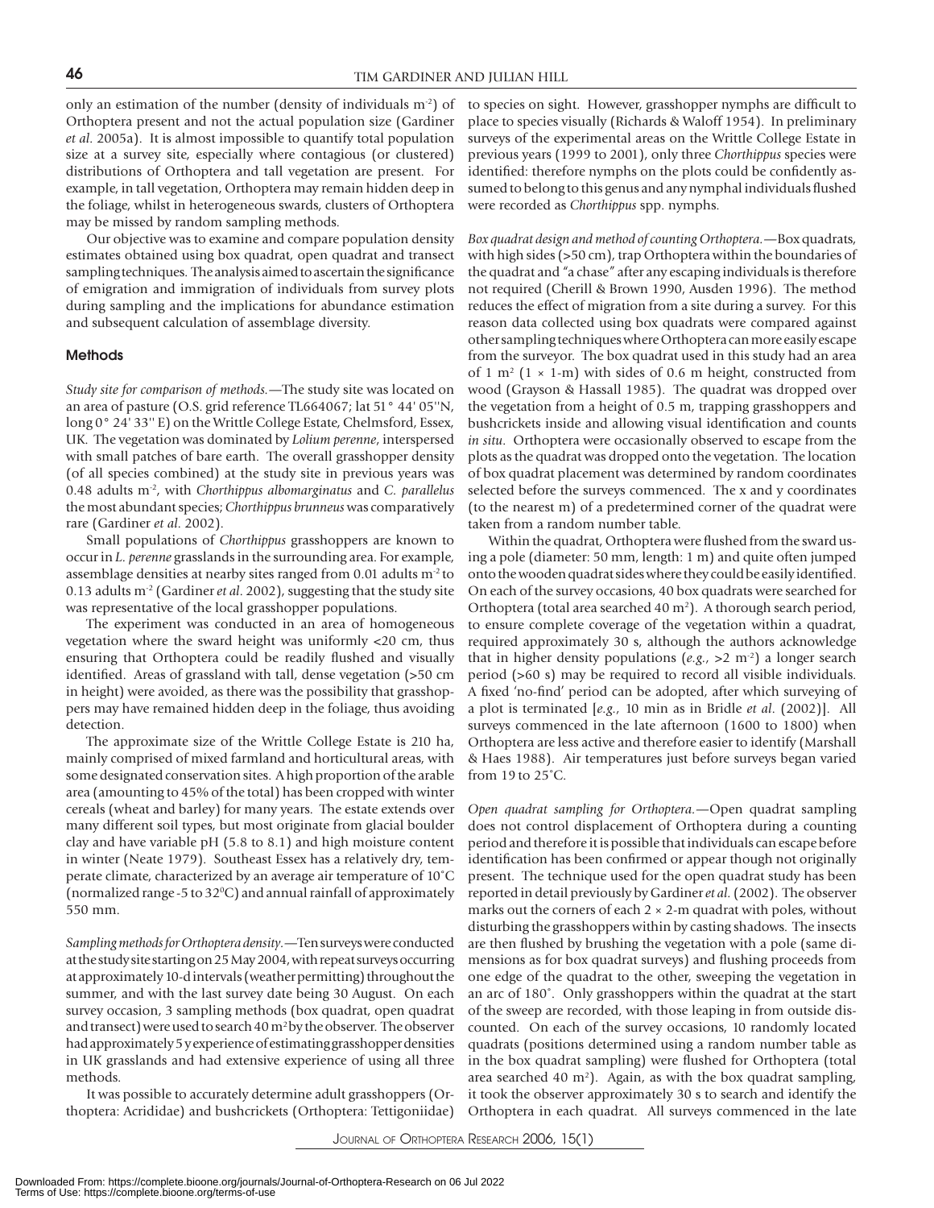only an estimation of the number (density of individuals $m^{-2}$) of Orthoptera present and not the actual population size (Gardiner *et al.* 2005a). It is almost impossible to quantify total population size at a survey site, especially where contagious (or clustered) distributions of Orthoptera and tall vegetation are present. For example, in tall vegetation, Orthoptera may remain hidden deep in the foliage, whilst in heterogeneous swards, clusters of Orthoptera may be missed by random sampling methods.

Our objective was to examine and compare population density estimates obtained using box quadrat, open quadrat and transect sampling techniques. The analysis aimed to ascertain the significance of emigration and immigration of individuals from survey plots during sampling and the implications for abundance estimation and subsequent calculation of assemblage diversity.

## Methods

*Study site for comparison of methods.*—The study site was located on an area of pasture (O.S. grid reference TL664067; lat 51° 44' 05''N, long 0° 24' 33'' E) on the Writtle College Estate, Chelmsford, Essex, UK. The vegetation was dominated by *Lolium perenne*, interspersed with small patches of bare earth. The overall grasshopper density (of all species combined) at the study site in previous years was 0.48 adults $m^{-2}$, with *Chorthippus albomarginatus* and *C. parallelus* the most abundant species; *Chorthippus brunneus* was comparatively rare (Gardiner *et al.* 2002).

Small populations of *Chorthippus* grasshoppers are known to occur in *L. perenne* grasslands in the surrounding area. For example, assemblage densities at nearby sites ranged from 0.01 adults $m^{-2}$ to 0.13 adults $m^{-2}$ (Gardiner *et al.* 2002), suggesting that the study site was representative of the local grasshopper populations.

The experiment was conducted in an area of homogeneous vegetation where the sward height was uniformly <20 cm, thus ensuring that Orthoptera could be readily flushed and visually identified. Areas of grassland with tall, dense vegetation (>50 cm in height) were avoided, as there was the possibility that grasshoppers may have remained hidden deep in the foliage, thus avoiding detection.

The approximate size of the Writtle College Estate is 210 ha, mainly comprised of mixed farmland and horticultural areas, with some designated conservation sites. A high proportion of the arable area (amounting to 45% of the total) has been cropped with winter cereals (wheat and barley) for many years. The estate extends over many different soil types, but most originate from glacial boulder clay and have variable pH (5.8 to 8.1) and high moisture content in winter (Neate 1979). Southeast Essex has a relatively dry, temperate climate, characterized by an average air temperature of 10°C (normalized range -5 to 32°C) and annual rainfall of approximately 550 mm.

*Sampling methods for Orthoptera density.*—Ten surveys were conducted at the study site starting on 25 May 2004, with repeat surveys occurring at approximately 10-d intervals (weather permitting) throughout the summer, and with the last survey date being 30 August. On each survey occasion, 3 sampling methods (box quadrat, open quadrat and transect) were used to search 40 $m^2$ by the observer. The observer had approximately 5 y experience of estimating grasshopper densities in UK grasslands and had extensive experience of using all three methods.

It was possible to accurately determine adult grasshoppers (Orthoptera: Acrididae) and bushcrickets (Orthoptera: Tettigoniidae) to species on sight. However, grasshopper nymphs are difficult to place to species visually (Richards & Waloff 1954). In preliminary surveys of the experimental areas on the Writtle College Estate in previous years (1999 to 2001), only three *Chorthippus* species were identified: therefore nymphs on the plots could be confidently assumed to belong to this genus and any nymphal individuals flushed were recorded as *Chorthippus* spp. nymphs.

*Box quadrat design and method of counting Orthoptera.*—Box quadrats, with high sides (>50 cm), trap Orthoptera within the boundaries of the quadrat and "a chase" after any escaping individuals is therefore not required (Cherill & Brown 1990, Ausden 1996). The method reduces the effect of migration from a site during a survey. For this reason data collected using box quadrats were compared against other sampling techniques where Orthoptera can more easily escape from the surveyor. The box quadrat used in this study had an area of 1 $m^2$ (1 × 1-m) with sides of 0.6 m height, constructed from wood (Grayson & Hassall 1985). The quadrat was dropped over the vegetation from a height of 0.5 m, trapping grasshoppers and bushcrickets inside and allowing visual identification and counts *in situ*. Orthoptera were occasionally observed to escape from the plots as the quadrat was dropped onto the vegetation. The location of box quadrat placement was determined by random coordinates selected before the surveys commenced. The x and y coordinates (to the nearest m) of a predetermined corner of the quadrat were taken from a random number table.

Within the quadrat, Orthoptera were flushed from the sward using a pole (diameter: 50 mm, length: 1 m) and quite often jumped onto the wooden quadrat sides where they could be easily identified. On each of the survey occasions, 40 box quadrats were searched for Orthoptera (total area searched 40 $m^2$). A thorough search period, to ensure complete coverage of the vegetation within a quadrat, required approximately 30 s, although the authors acknowledge that in higher density populations (*e.g.*, >2 $m^{-2}$) a longer search period (>60 s) may be required to record all visible individuals. A fixed 'no-find' period can be adopted, after which surveying of a plot is terminated [*e.g.*, 10 min as in Bridle *et al.* (2002)]. All surveys commenced in the late afternoon (1600 to 1800) when Orthoptera are less active and therefore easier to identify (Marshall & Haes 1988). Air temperatures just before surveys began varied from 19 to 25°C.

*Open quadrat sampling for Orthoptera.*—Open quadrat sampling does not control displacement of Orthoptera during a counting period and therefore it is possible that individuals can escape before identification has been confirmed or appear though not originally present. The technique used for the open quadrat study has been reported in detail previously by Gardiner *et al.* (2002). The observer marks out the corners of each 2 × 2-m quadrat with poles, without disturbing the grasshoppers within by casting shadows. The insects are then flushed by brushing the vegetation with a pole (same dimensions as for box quadrat surveys) and flushing proceeds from one edge of the quadrat to the other, sweeping the vegetation in an arc of 180°. Only grasshoppers within the quadrat at the start of the sweep are recorded, with those leaping in from outside discounted. On each of the survey occasions, 10 randomly located quadrats (positions determined using a random number table as in the box quadrat sampling) were flushed for Orthoptera (total area searched 40 $m^2$). Again, as with the box quadrat sampling, it took the observer approximately 30 s to search and identify the Orthoptera in each quadrat. All surveys commenced in the late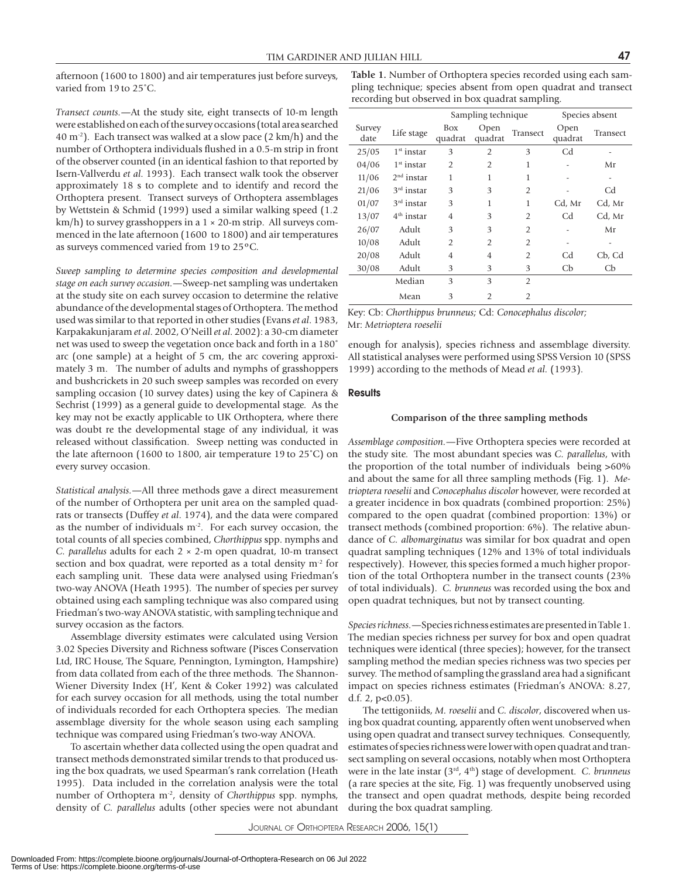afternoon (1600 to 1800) and air temperatures just before surveys, varied from 19 to 25˚C.

*Transect counts.*—At the study site, eight transects of 10-m length were established on each of the survey occasions (total area searched 40 $m^{-2}$). Each transect was walked at a slow pace (2 km/h) and the number of Orthoptera individuals flushed in a 0.5-m strip in front of the observer counted (in an identical fashion to that reported by Isern-Vallverdu *et al.* 1993). Each transect walk took the observer approximately 18 s to complete and to identify and record the Orthoptera present. Transect surveys of Orthoptera assemblages by Wettstein & Schmid (1999) used a similar walking speed (1.2 km/h) to survey grasshoppers in a 1 × 20-m strip. All surveys commenced in the late afternoon (1600 to 1800) and air temperatures as surveys commenced varied from 19 to 25ºC.

*Sweep sampling to determine species composition and developmental stage on each survey occasion.*—Sweep-net sampling was undertaken at the study site on each survey occasion to determine the relative abundance of the developmental stages of Orthoptera. The method used was similar to that reported in other studies (Evans *et al.* 1983, Karpakakunjaram *et al.* 2002, O'Neill *et al.* 2002): a 30-cm diameter net was used to sweep the vegetation once back and forth in a 180˚ arc (one sample) at a height of 5 cm, the arc covering approximately 3 m. The number of adults and nymphs of grasshoppers and bushcrickets in 20 such sweep samples was recorded on every sampling occasion (10 survey dates) using the key of Capinera & Sechrist (1999) as a general guide to developmental stage. As the key may not be exactly applicable to UK Orthoptera, where there was doubt re the developmental stage of any individual, it was released without classification. Sweep netting was conducted in the late afternoon (1600 to 1800, air temperature 19 to 25˚C) on every survey occasion.

*Statistical analysis.*—All three methods gave a direct measurement of the number of Orthoptera per unit area on the sampled quadrats or transects (Duffey *et al.* 1974), and the data were compared as the number of individuals $m^{-2}$. For each survey occasion, the total counts of all species combined, *Chorthippus* spp. nymphs and *C. parallelus* adults for each 2 × 2-m open quadrat, 10-m transect section and box quadrat, were reported as a total density $m^{-2}$ for each sampling unit. These data were analysed using Friedman's two-way ANOVA (Heath 1995). The number of species per survey obtained using each sampling technique was also compared using Friedman's two-way ANOVA statistic, with sampling technique and survey occasion as the factors.

Assemblage diversity estimates were calculated using Version 3.02 Species Diversity and Richness software (Pisces Conservation Ltd, IRC House, The Square, Pennington, Lymington, Hampshire) from data collated from each of the three methods. The Shannon-Wiener Diversity Index (H', Kent & Coker 1992) was calculated for each survey occasion for all methods, using the total number of individuals recorded for each Orthoptera species. The median assemblage diversity for the whole season using each sampling technique was compared using Friedman's two-way ANOVA.

To ascertain whether data collected using the open quadrat and transect methods demonstrated similar trends to that produced using the box quadrats, we used Spearman's rank correlation (Heath 1995). Data included in the correlation analysis were the total number of Orthoptera $m^{-2}$, density of *Chorthippus* spp. nymphs, density of *C. parallelus* adults (other species were not abundant enough for analysis), species richness and assemblage diversity. All statistical analyses were performed using SPSS Version 10 (SPSS 1999) according to the methods of Mead *et al.* (1993).

**Table 1.** Number of Orthoptera species recorded using each sampling technique; species absent from open quadrat and transect recording but observed in box quadrat sampling.

| | | Sampling technique | | | Species absent | |
|---|---|---|---|---|---|---|
| Survey date | Life stage | Box quadrat | Open quadrat | Transect | Open quadrat | Transect |
| 25/05 | 1st instar | 3 | 2 | 3 | Cd | - |
| 04/06 | 1st instar | 2 | 2 | 1 | - | Mr |
| 11/06 | 2nd instar | 1 | 1 | 1 | - | - |
| 21/06 | 3rd instar | 3 | 3 | 2 | - | Cd |
| 01/07 | 3rd instar | 3 | 1 | 1 | Cd, Mr | Cd, Mr |
| 13/07 | 4th instar | 4 | 3 | 2 | Cd | Cd, Mr |
| 26/07 | Adult | 3 | 3 | 2 | - | Mr |
| 10/08 | Adult | 2 | 2 | 2 | - | - |
| 20/08 | Adult | 4 | 4 | 2 | Cd | Cb, Cd |
| 30/08 | Adult | 3 | 3 | 3 | Cb | Cb |
| | Median | 3 | 3 | 2 | | |
| | Mean | 3 | 2 | 2 | | |

Key: Cb: *Chorthippus brunneus;* Cd: *Conocephalus discolor;* Mr: *Metrioptera roeselii*

## Results

### Comparison of the three sampling methods

*Assemblage composition.*—Five Orthoptera species were recorded at the study site. The most abundant species was *C. parallelus*, with the proportion of the total number of individuals being >60% and about the same for all three sampling methods (Fig. 1). *Metrioptera roeselii* and *Conocephalus discolor* however, were recorded at a greater incidence in box quadrats (combined proportion: 25%) compared to the open quadrat (combined proportion: 13%) or transect methods (combined proportion: 6%). The relative abundance of *C. albomarginatus* was similar for box quadrat and open quadrat sampling techniques (12% and 13% of total individuals respectively). However, this species formed a much higher proportion of the total Orthoptera number in the transect counts (23% of total individuals). *C. brunneus* was recorded using the box and open quadrat techniques, but not by transect counting.

*Species richness.*—Species richness estimates are presented in Table 1. The median species richness per survey for box and open quadrat techniques were identical (three species); however, for the transect sampling method the median species richness was two species per survey. The method of sampling the grassland area had a significant impact on species richness estimates (Friedman's ANOVA: 8.27, d.f. 2, $p<0.05$).

The tettigoniids, *M. roeselii* and *C. discolor*, discovered when using box quadrat counting, apparently often went unobserved when using open quadrat and transect survey techniques. Consequently, estimates of species richness were lower with open quadrat and transect sampling on several occasions, notably when most Orthoptera were in the late instar (3rd, 4th) stage of development. *C. brunneus* (a rare species at the site, Fig. 1) was frequently unobserved using the transect and open quadrat methods, despite being recorded during the box quadrat sampling.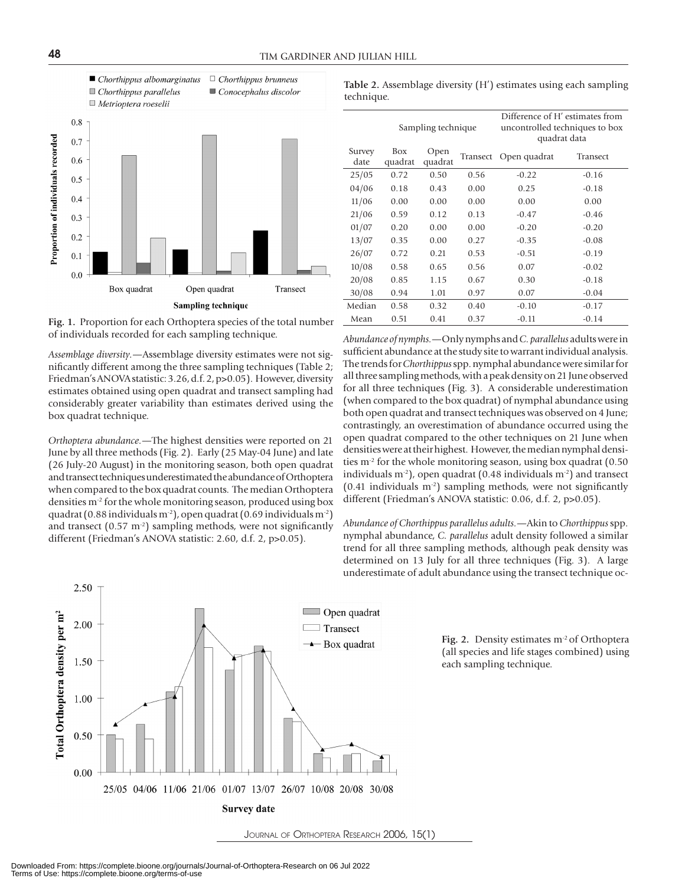Fig. 1. Proportion for each Orthoptera species of the total number of individuals recorded for each sampling technique.

*Assemblage diversity*.—Assemblage diversity estimates were not significantly different among the three sampling techniques (Table 2; Friedman's ANOVA statistic: 3.26, d.f. 2, p>0.05). However, diversity estimates obtained using open quadrat and transect sampling had considerably greater variability than estimates derived using the box quadrat technique.

*Orthoptera abundance*.—The highest densities were reported on 21 June by all three methods (Fig. 2). Early (25 May-04 June) and late (26 July-20 August) in the monitoring season, both open quadrat and transect techniques underestimated the abundance of Orthoptera when compared to the box quadrat counts. The median Orthoptera densities $m^{-2}$ for the whole monitoring season, produced using box quadrat (0.88 individuals $m^{-2}$), open quadrat (0.69 individuals $m^{-2}$) and transect (0.57 $m^{-2}$) sampling methods, were not significantly different (Friedman's ANOVA statistic: 2.60, d.f. 2, p>0.05).

**Table 2.** Assemblage diversity (H′) estimates using each sampling technique.

| | Sampling technique | | | Difference of H′ estimates from uncontrolled techniques to box quadrat data | |
|---|---|---|---|---|---|
| Survey date | Box quadrat | Open quadrat | Transect | Open quadrat | Transect |
| 25/05 | 0.72 | 0.50 | 0.56 | -0.22 | -0.16 |
| 04/06 | 0.18 | 0.43 | 0.00 | 0.25 | -0.18 |
| 11/06 | 0.00 | 0.00 | 0.00 | 0.00 | 0.00 |
| 21/06 | 0.59 | 0.12 | 0.13 | -0.47 | -0.46 |
| 01/07 | 0.20 | 0.00 | 0.00 | -0.20 | -0.20 |
| 13/07 | 0.35 | 0.00 | 0.27 | -0.35 | -0.08 |
| 26/07 | 0.72 | 0.21 | 0.53 | -0.51 | -0.19 |
| 10/08 | 0.58 | 0.65 | 0.56 | 0.07 | -0.02 |
| 20/08 | 0.85 | 1.15 | 0.67 | 0.30 | -0.18 |
| 30/08 | 0.94 | 1.01 | 0.97 | 0.07 | -0.04 |
| Median | 0.58 | 0.32 | 0.40 | -0.10 | -0.17 |
| Mean | 0.51 | 0.41 | 0.37 | -0.11 | -0.14 |

*Abundance of nymphs*.—Only nymphs and *C. parallelus* adults were in sufficient abundance at the study site to warrant individual analysis. The trends for *Chorthippus* spp. nymphal abundance were similar for all three sampling methods, with a peak density on 21 June observed for all three techniques (Fig. 3). A considerable underestimation (when compared to the box quadrat) of nymphal abundance using both open quadrat and transect techniques was observed on 4 June; contrastingly, an overestimation of abundance occurred using the open quadrat compared to the other techniques on 21 June when densities were at their highest. However, the median nymphal densities $m^{-2}$ for the whole monitoring season, using box quadrat (0.50 individuals $m^{-2}$), open quadrat (0.48 individuals $m^{-2}$) and transect (0.41 individuals $m^{-2}$) sampling methods, were not significantly different (Friedman's ANOVA statistic: 0.06, d.f. 2, p>0.05).

*Abundance of Chorthippus parallelus adults*.—Akin to *Chorthippus* spp. nymphal abundance, *C. parallelus* adult density followed a similar trend for all three sampling methods, although peak density was determined on 13 July for all three techniques (Fig. 3). A large underestimate of adult abundance using the transect technique oc-

Fig. 2. Density estimates $m^{-2}$ of Orthoptera (all species and life stages combined) using each sampling technique.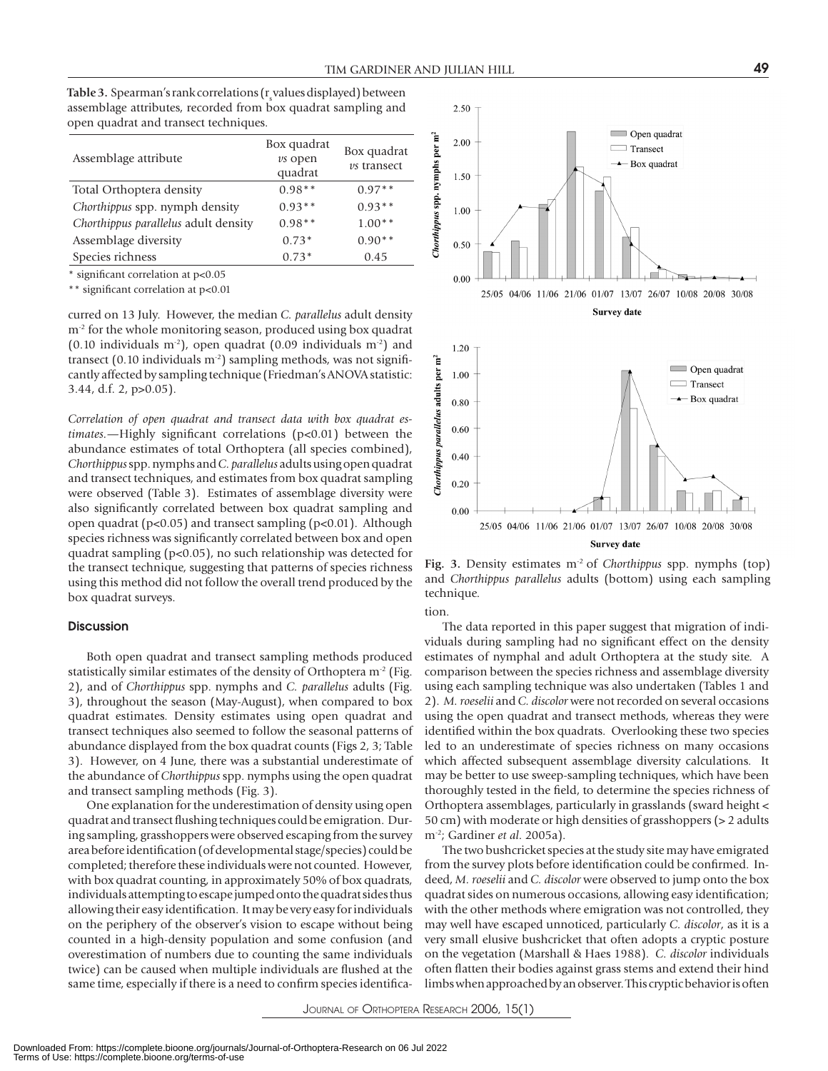**Table 3.** Spearman's rank correlations ($r_s$ values displayed) between assemblage attributes, recorded from box quadrat sampling and open quadrat and transect techniques.

| Assemblage attribute | Box quadrat *vs* open quadrat | Box quadrat *vs* transect |
|---|---|---|
| Total Orthoptera density | 0.98** | 0.97** |
| *Chorthippus* spp. nymph density | 0.93** | 0.93** |
| *Chorthippus parallelus* adult density | 0.98** | 1.00** |
| Assemblage diversity | 0.73* | 0.90** |
| Species richness | 0.73* | 0.45 |

\* significant correlation at $p<0.05$

** significant correlation at $p<0.01$

curred on 13 July. However, the median *C. parallelus* adult density $m^{-2}$ for the whole monitoring season, produced using box quadrat (0.10 individuals $m^{-2}$), open quadrat (0.09 individuals $m^{-2}$) and transect (0.10 individuals $m^{-2}$) sampling methods, was not significantly affected by sampling technique (Friedman's ANOVA statistic: 3.44, d.f. 2, $p>0.05$).

*Correlation of open quadrat and transect data with box quadrat estimates.*—Highly significant correlations ($p<0.01$) between the abundance estimates of total Orthoptera (all species combined), *Chorthippus* spp. nymphs and *C. parallelus* adults using open quadrat and transect techniques, and estimates from box quadrat sampling were observed (Table 3). Estimates of assemblage diversity were also significantly correlated between box quadrat sampling and open quadrat ($p<0.05$) and transect sampling ($p<0.01$). Although species richness was significantly correlated between box and open quadrat sampling ($p<0.05$), no such relationship was detected for the transect technique, suggesting that patterns of species richness using this method did not follow the overall trend produced by the box quadrat surveys.

## Discussion

Both open quadrat and transect sampling methods produced statistically similar estimates of the density of Orthoptera $m^{-2}$ (Fig. 2), and of *Chorthippus* spp. nymphs and *C. parallelus* adults (Fig. 3), throughout the season (May-August), when compared to box quadrat estimates. Density estimates using open quadrat and transect techniques also seemed to follow the seasonal patterns of abundance displayed from the box quadrat counts (Figs 2, 3; Table 3). However, on 4 June, there was a substantial underestimate of the abundance of *Chorthippus* spp. nymphs using the open quadrat and transect sampling methods (Fig. 3).

One explanation for the underestimation of density using open quadrat and transect flushing techniques could be emigration. During sampling, grasshoppers were observed escaping from the survey area before identification (of developmental stage/species) could be completed; therefore these individuals were not counted. However, with box quadrat counting, in approximately 50% of box quadrats, individuals attempting to escape jumped onto the quadrat sides thus allowing their easy identification. It may be very easy for individuals on the periphery of the observer's vision to escape without being counted in a high-density population and some confusion (and overestimation of numbers due to counting the same individuals twice) can be caused when multiple individuals are flushed at the same time, especially if there is a need to confirm species identification.

**Fig. 3.** Density estimates $m^{-2}$ of *Chorthippus* spp. nymphs (top) and *Chorthippus parallelus* adults (bottom) using each sampling technique.

The data reported in this paper suggest that migration of individuals during sampling had no significant effect on the density estimates of nymphal and adult Orthoptera at the study site. A comparison between the species richness and assemblage diversity using each sampling technique was also undertaken (Tables 1 and 2). *M. roeselii* and *C. discolor* were not recorded on several occasions using the open quadrat and transect methods, whereas they were identified within the box quadrats. Overlooking these two species led to an underestimate of species richness on many occasions which affected subsequent assemblage diversity calculations. It may be better to use sweep-sampling techniques, which have been thoroughly tested in the field, to determine the species richness of Orthoptera assemblages, particularly in grasslands (sward height < 50 cm) with moderate or high densities of grasshoppers (> 2 adults $m^{-2}$; Gardiner *et al.* 2005a).

The two bushcricket species at the study site may have emigrated from the survey plots before identification could be confirmed. Indeed, *M. roeselii* and *C. discolor* were observed to jump onto the box quadrat sides on numerous occasions, allowing easy identification; with the other methods where emigration was not controlled, they may well have escaped unnoticed, particularly *C. discolor*, as it is a very small elusive bushcricket that often adopts a cryptic posture on the vegetation (Marshall & Haes 1988). *C. discolor* individuals often flatten their bodies against grass stems and extend their hind limbs when approached by an observer. This cryptic behavior is often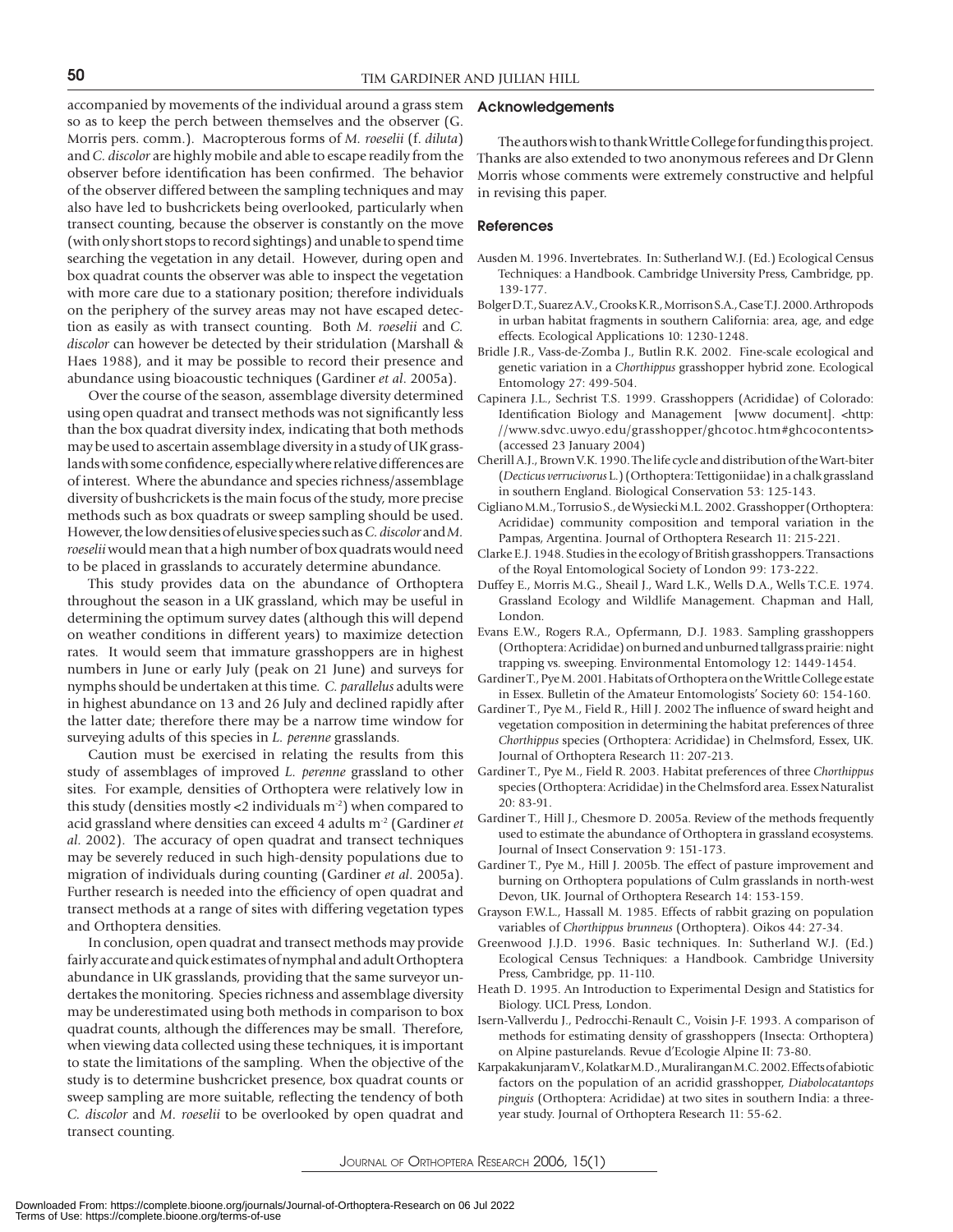accompanied by movements of the individual around a grass stem so as to keep the perch between themselves and the observer (G. Morris pers. comm.). Macropterous forms of *M. roeselii* (f. *diluta*) and *C. discolor* are highly mobile and able to escape readily from the observer before identification has been confirmed. The behavior of the observer differed between the sampling techniques and may also have led to bushcrickets being overlooked, particularly when transect counting, because the observer is constantly on the move (with only short stops to record sightings) and unable to spend time searching the vegetation in any detail. However, during open and box quadrat counts the observer was able to inspect the vegetation with more care due to a stationary position; therefore individuals on the periphery of the survey areas may not have escaped detection as easily as with transect counting. Both *M. roeselii* and *C. discolor* can however be detected by their stridulation (Marshall & Haes 1988), and it may be possible to record their presence and abundance using bioacoustic techniques (Gardiner *et al.* 2005a).

Over the course of the season, assemblage diversity determined using open quadrat and transect methods was not significantly less than the box quadrat diversity index, indicating that both methods may be used to ascertain assemblage diversity in a study of UK grasslands with some confidence, especially where relative differences are of interest. Where the abundance and species richness/assemblage diversity of bushcrickets is the main focus of the study, more precise methods such as box quadrats or sweep sampling should be used. However, the low densities of elusive species such as *C. discolor* and *M. roeselii* would mean that a high number of box quadrats would need to be placed in grasslands to accurately determine abundance.

This study provides data on the abundance of Orthoptera throughout the season in a UK grassland, which may be useful in determining the optimum survey dates (although this will depend on weather conditions in different years) to maximize detection rates. It would seem that immature grasshoppers are in highest numbers in June or early July (peak on 21 June) and surveys for nymphs should be undertaken at this time. *C. parallelus* adults were in highest abundance on 13 and 26 July and declined rapidly after the latter date; therefore there may be a narrow time window for surveying adults of this species in *L. perenne* grasslands.

Caution must be exercised in relating the results from this study of assemblages of improved *L. perenne* grassland to other sites. For example, densities of Orthoptera were relatively low in this study (densities mostly <2 individuals $m^{-2}$) when compared to acid grassland where densities can exceed 4 adults $m^{-2}$ (Gardiner *et al.* 2002). The accuracy of open quadrat and transect techniques may be severely reduced in such high-density populations due to migration of individuals during counting (Gardiner *et al.* 2005a). Further research is needed into the efficiency of open quadrat and transect methods at a range of sites with differing vegetation types and Orthoptera densities.

In conclusion, open quadrat and transect methods may provide fairly accurate and quick estimates of nymphal and adult Orthoptera abundance in UK grasslands, providing that the same surveyor undertakes the monitoring. Species richness and assemblage diversity may be underestimated using both methods in comparison to box quadrat counts, although the differences may be small. Therefore, when viewing data collected using these techniques, it is important to state the limitations of the sampling. When the objective of the study is to determine bushcricket presence, box quadrat counts or sweep sampling are more suitable, reflecting the tendency of both *C. discolor* and *M. roeselii* to be overlooked by open quadrat and transect counting.

## Acknowledgements

The authors wish to thank Writtle College for funding this project. Thanks are also extended to two anonymous referees and Dr Glenn Morris whose comments were extremely constructive and helpful in revising this paper.

## References

Ausden M. 1996. Invertebrates. In: Sutherland W.J. (Ed.) Ecological Census Techniques: a Handbook. Cambridge University Press, Cambridge, pp. 139-177.

Bolger D.T., Suarez A.V., Crooks K.R., Morrison S.A., Case T.J. 2000. Arthropods in urban habitat fragments in southern California: area, age, and edge effects. Ecological Applications 10: 1230-1248.

Bridle J.R., Vass-de-Zomba J., Butlin R.K. 2002. Fine-scale ecological and genetic variation in a *Chorthippus* grasshopper hybrid zone. Ecological Entomology 27: 499-504.

Capinera J.L., Sechrist T.S. 1999. Grasshoppers (Acrididae) of Colorado: Identification Biology and Management [www document]. <http: //www.sdvc.uwyo.edu/grasshopper/ghcotoc.htm#ghcocontents> (accessed 23 January 2004)

Cherill A.J., Brown V.K. 1990. The life cycle and distribution of the Wart-biter (*Decticus verrucivorus* L.) (Orthoptera: Tettigoniidae) in a chalk grassland in southern England. Biological Conservation 53: 125-143.

Cigliano M.M., Torrusio S., de Wysiecki M.L. 2002. Grasshopper (Orthoptera: Acrididae) community composition and temporal variation in the Pampas, Argentina. Journal of Orthoptera Research 11: 215-221.

Clarke E.J. 1948. Studies in the ecology of British grasshoppers. Transactions of the Royal Entomological Society of London 99: 173-222.

Duffey E., Morris M.G., Sheail J., Ward L.K., Wells D.A., Wells T.C.E. 1974. Grassland Ecology and Wildlife Management. Chapman and Hall, London.

Evans E.W., Rogers R.A., Opfermann, D.J. 1983. Sampling grasshoppers (Orthoptera: Acrididae) on burned and unburned tallgrass prairie: night trapping vs. sweeping. Environmental Entomology 12: 1449-1454.

Gardiner T., Pye M. 2001. Habitats of Orthoptera on the Writtle College estate in Essex. Bulletin of the Amateur Entomologists' Society 60: 154-160.

Gardiner T., Pye M., Field R., Hill J. 2002 The influence of sward height and vegetation composition in determining the habitat preferences of three *Chorthippus* species (Orthoptera: Acrididae) in Chelmsford, Essex, UK. Journal of Orthoptera Research 11: 207-213.

Gardiner T., Pye M., Field R. 2003. Habitat preferences of three *Chorthippus* species (Orthoptera: Acrididae) in the Chelmsford area. Essex Naturalist 20: 83-91.

Gardiner T., Hill J., Chesmore D. 2005a. Review of the methods frequently used to estimate the abundance of Orthoptera in grassland ecosystems. Journal of Insect Conservation 9: 151-173.

Gardiner T., Pye M., Hill J. 2005b. The effect of pasture improvement and burning on Orthoptera populations of Culm grasslands in north-west Devon, UK. Journal of Orthoptera Research 14: 153-159.

Grayson F.W.L., Hassall M. 1985. Effects of rabbit grazing on population variables of *Chorthippus brunneus* (Orthoptera). Oikos 44: 27-34.

Greenwood J.J.D. 1996. Basic techniques. In: Sutherland W.J. (Ed.) Ecological Census Techniques: a Handbook. Cambridge University Press, Cambridge, pp. 11-110.

Heath D. 1995. An Introduction to Experimental Design and Statistics for Biology. UCL Press, London.

Isern-Vallverdu J., Pedrocchi-Renault C., Voisin J-F. 1993. A comparison of methods for estimating density of grasshoppers (Insecta: Orthoptera) on Alpine pasturelands. Revue d'Ecologie Alpine II: 73-80.

Karpakakunjaram V., Kolatkar M.D., Muralirangan M.C. 2002. Effects of abiotic factors on the population of an acridid grasshopper, *Diabolocatantops pinguis* (Orthoptera: Acrididae) at two sites in southern India: a three-year study. Journal of Orthoptera Research 11: 55-62.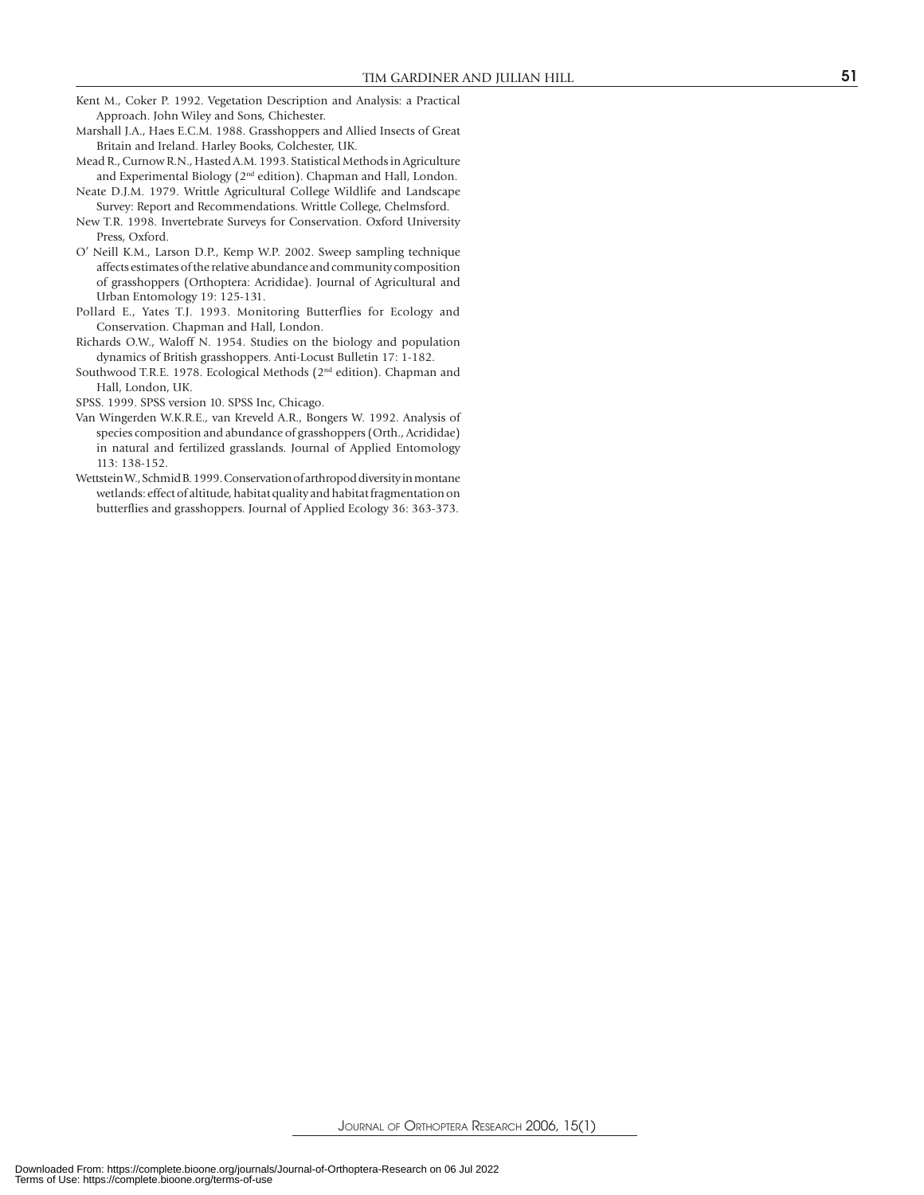Kent M., Coker P. 1992. Vegetation Description and Analysis: a Practical Approach. John Wiley and Sons, Chichester.

Marshall J.A., Haes E.C.M. 1988. Grasshoppers and Allied Insects of Great Britain and Ireland. Harley Books, Colchester, UK.

Mead R., Curnow R.N., Hasted A.M. 1993. Statistical Methods in Agriculture and Experimental Biology (2nd edition). Chapman and Hall, London.

Neate D.J.M. 1979. Writtle Agricultural College Wildlife and Landscape Survey: Report and Recommendations. Writtle College, Chelmsford.

New T.R. 1998. Invertebrate Surveys for Conservation. Oxford University Press, Oxford.

O' Neill K.M., Larson D.P., Kemp W.P. 2002. Sweep sampling technique affects estimates of the relative abundance and community composition of grasshoppers (Orthoptera: Acrididae). Journal of Agricultural and Urban Entomology 19: 125-131.

Pollard E., Yates T.J. 1993. Monitoring Butterflies for Ecology and Conservation. Chapman and Hall, London.

Richards O.W., Waloff N. 1954. Studies on the biology and population dynamics of British grasshoppers. Anti-Locust Bulletin 17: 1-182.

Southwood T.R.E. 1978. Ecological Methods (2nd edition). Chapman and Hall, London, UK.

SPSS. 1999. SPSS version 10. SPSS Inc, Chicago.

Van Wingerden W.K.R.E., van Kreveld A.R., Bongers W. 1992. Analysis of species composition and abundance of grasshoppers (Orth., Acrididae) in natural and fertilized grasslands. Journal of Applied Entomology 113: 138-152.

Wettstein W., Schmid B. 1999. Conservation of arthropod diversity in montane wetlands: effect of altitude, habitat quality and habitat fragmentation on butterflies and grasshoppers. Journal of Applied Ecology 36: 363-373.